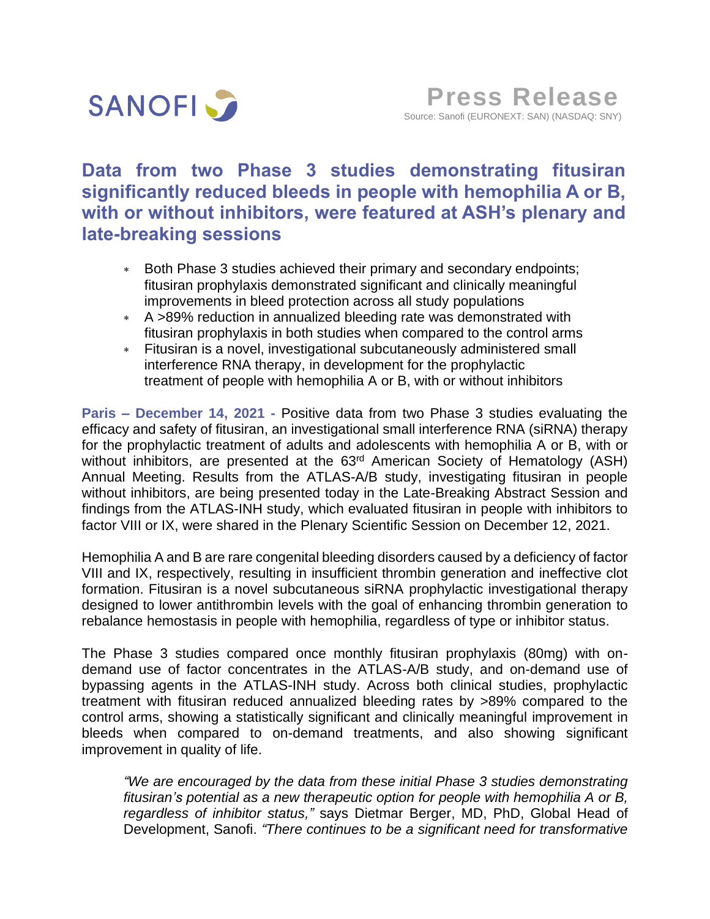SANOFI

**Press Release**
Source: Sanofi (EURONEXT: SAN) (NASDAQ: SNY)

# Data from two Phase 3 studies demonstrating fitusiran significantly reduced bleeds in people with hemophilia A or B, with or without inhibitors, were featured at ASH's plenary and late-breaking sessions

* Both Phase 3 studies achieved their primary and secondary endpoints; fitusiran prophylaxis demonstrated significant and clinically meaningful improvements in bleed protection across all study populations
* A >89% reduction in annualized bleeding rate was demonstrated with fitusiran prophylaxis in both studies when compared to the control arms
* Fitusiran is a novel, investigational subcutaneously administered small interference RNA therapy, in development for the prophylactic treatment of people with hemophilia A or B, with or without inhibitors

**Paris – December 14, 2021 -** Positive data from two Phase 3 studies evaluating the efficacy and safety of fitusiran, an investigational small interference RNA (siRNA) therapy for the prophylactic treatment of adults and adolescents with hemophilia A or B, with or without inhibitors, are presented at the 63rd American Society of Hematology (ASH) Annual Meeting. Results from the ATLAS-A/B study, investigating fitusiran in people without inhibitors, are being presented today in the Late-Breaking Abstract Session and findings from the ATLAS-INH study, which evaluated fitusiran in people with inhibitors to factor VIII or IX, were shared in the Plenary Scientific Session on December 12, 2021.

Hemophilia A and B are rare congenital bleeding disorders caused by a deficiency of factor VIII and IX, respectively, resulting in insufficient thrombin generation and ineffective clot formation. Fitusiran is a novel subcutaneous siRNA prophylactic investigational therapy designed to lower antithrombin levels with the goal of enhancing thrombin generation to rebalance hemostasis in people with hemophilia, regardless of type or inhibitor status.

The Phase 3 studies compared once monthly fitusiran prophylaxis (80mg) with on-demand use of factor concentrates in the ATLAS-A/B study, and on-demand use of bypassing agents in the ATLAS-INH study. Across both clinical studies, prophylactic treatment with fitusiran reduced annualized bleeding rates by >89% compared to the control arms, showing a statistically significant and clinically meaningful improvement in bleeds when compared to on-demand treatments, and also showing significant improvement in quality of life.

> *"We are encouraged by the data from these initial Phase 3 studies demonstrating fitusiran's potential as a new therapeutic option for people with hemophilia A or B, regardless of inhibitor status,"* says Dietmar Berger, MD, PhD, Global Head of Development, Sanofi. *"There continues to be a significant need for transformative*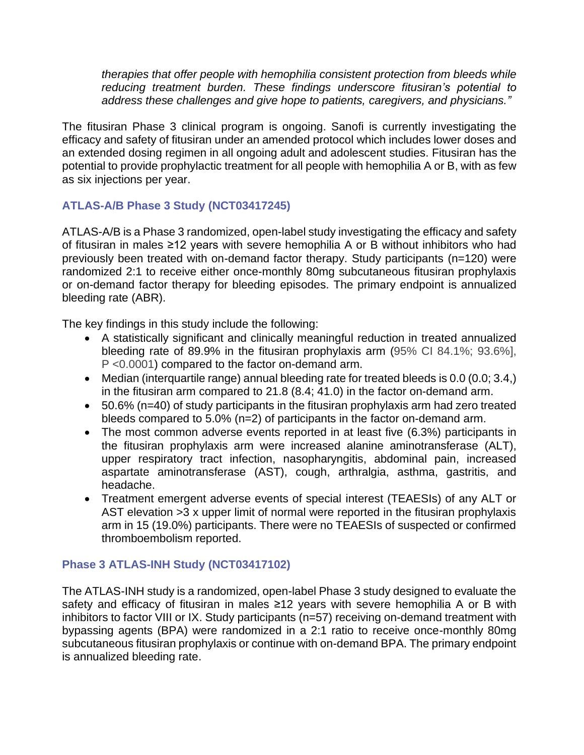*therapies that offer people with hemophilia consistent protection from bleeds while reducing treatment burden. These findings underscore fitusiran's potential to address these challenges and give hope to patients, caregivers, and physicians."*

The fitusiran Phase 3 clinical program is ongoing. Sanofi is currently investigating the efficacy and safety of fitusiran under an amended protocol which includes lower doses and an extended dosing regimen in all ongoing adult and adolescent studies. Fitusiran has the potential to provide prophylactic treatment for all people with hemophilia A or B, with as few as six injections per year.

### ATLAS-A/B Phase 3 Study (NCT03417245)

ATLAS-A/B is a Phase 3 randomized, open-label study investigating the efficacy and safety of fitusiran in males ≥12 years with severe hemophilia A or B without inhibitors who had previously been treated with on-demand factor therapy. Study participants (n=120) were randomized 2:1 to receive either once-monthly 80mg subcutaneous fitusiran prophylaxis or on-demand factor therapy for bleeding episodes. The primary endpoint is annualized bleeding rate (ABR).

The key findings in this study include the following:

- A statistically significant and clinically meaningful reduction in treated annualized bleeding rate of 89.9% in the fitusiran prophylaxis arm (95% CI 84.1%; 93.6%], P <0.0001) compared to the factor on-demand arm.
- Median (interquartile range) annual bleeding rate for treated bleeds is 0.0 (0.0; 3.4,) in the fitusiran arm compared to 21.8 (8.4; 41.0) in the factor on-demand arm.
- 50.6% (n=40) of study participants in the fitusiran prophylaxis arm had zero treated bleeds compared to 5.0% (n=2) of participants in the factor on-demand arm.
- The most common adverse events reported in at least five (6.3%) participants in the fitusiran prophylaxis arm were increased alanine aminotransferase (ALT), upper respiratory tract infection, nasopharyngitis, abdominal pain, increased aspartate aminotransferase (AST), cough, arthralgia, asthma, gastritis, and headache.
- Treatment emergent adverse events of special interest (TEAESIs) of any ALT or AST elevation >3 x upper limit of normal were reported in the fitusiran prophylaxis arm in 15 (19.0%) participants. There were no TEAESIs of suspected or confirmed thromboembolism reported.

### Phase 3 ATLAS-INH Study (NCT03417102)

The ATLAS-INH study is a randomized, open-label Phase 3 study designed to evaluate the safety and efficacy of fitusiran in males ≥12 years with severe hemophilia A or B with inhibitors to factor VIII or IX. Study participants (n=57) receiving on-demand treatment with bypassing agents (BPA) were randomized in a 2:1 ratio to receive once-monthly 80mg subcutaneous fitusiran prophylaxis or continue with on-demand BPA. The primary endpoint is annualized bleeding rate.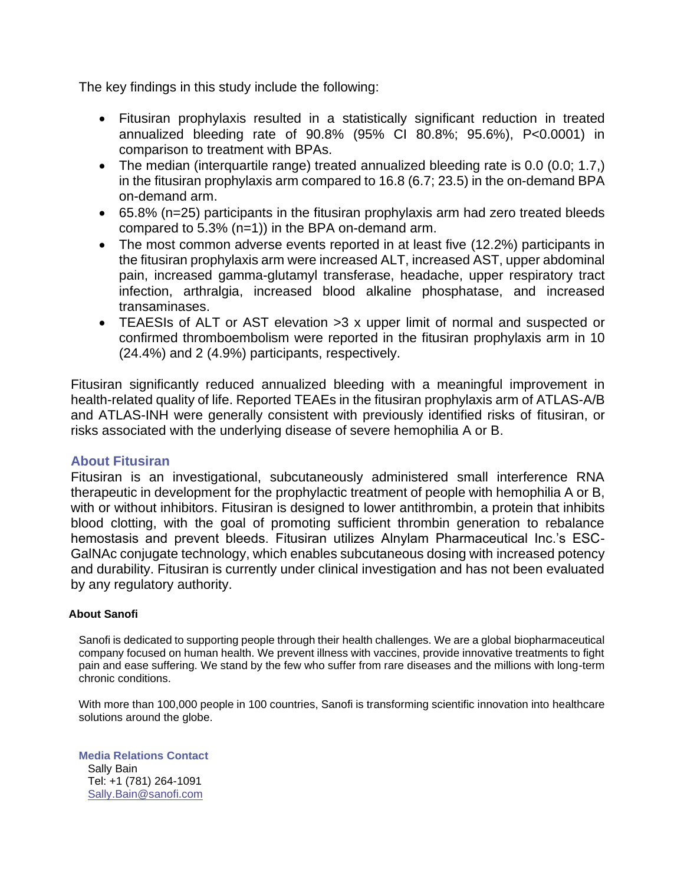The key findings in this study include the following:

- Fitusiran prophylaxis resulted in a statistically significant reduction in treated annualized bleeding rate of 90.8% (95% CI 80.8%; 95.6%), P<0.0001) in comparison to treatment with BPAs.
- The median (interquartile range) treated annualized bleeding rate is 0.0 (0.0; 1.7,) in the fitusiran prophylaxis arm compared to 16.8 (6.7; 23.5) in the on-demand BPA on-demand arm.
- 65.8% (n=25) participants in the fitusiran prophylaxis arm had zero treated bleeds compared to 5.3% (n=1)) in the BPA on-demand arm.
- The most common adverse events reported in at least five (12.2%) participants in the fitusiran prophylaxis arm were increased ALT, increased AST, upper abdominal pain, increased gamma-glutamyl transferase, headache, upper respiratory tract infection, arthralgia, increased blood alkaline phosphatase, and increased transaminases.
- TEAESIs of ALT or AST elevation >3 x upper limit of normal and suspected or confirmed thromboembolism were reported in the fitusiran prophylaxis arm in 10 (24.4%) and 2 (4.9%) participants, respectively.

Fitusiran significantly reduced annualized bleeding with a meaningful improvement in health-related quality of life. Reported TEAEs in the fitusiran prophylaxis arm of ATLAS-A/B and ATLAS-INH were generally consistent with previously identified risks of fitusiran, or risks associated with the underlying disease of severe hemophilia A or B.

## About Fitusiran

Fitusiran is an investigational, subcutaneously administered small interference RNA therapeutic in development for the prophylactic treatment of people with hemophilia A or B, with or without inhibitors. Fitusiran is designed to lower antithrombin, a protein that inhibits blood clotting, with the goal of promoting sufficient thrombin generation to rebalance hemostasis and prevent bleeds. Fitusiran utilizes Alnylam Pharmaceutical Inc.'s ESC-GalNAc conjugate technology, which enables subcutaneous dosing with increased potency and durability. Fitusiran is currently under clinical investigation and has not been evaluated by any regulatory authority.

**About Sanofi**

Sanofi is dedicated to supporting people through their health challenges. We are a global biopharmaceutical company focused on human health. We prevent illness with vaccines, provide innovative treatments to fight pain and ease suffering. We stand by the few who suffer from rare diseases and the millions with long-term chronic conditions.

With more than 100,000 people in 100 countries, Sanofi is transforming scientific innovation into healthcare solutions around the globe.

**Media Relations Contact**
Sally Bain
Tel: +1 (781) 264-1091
Sally.Bain@sanofi.com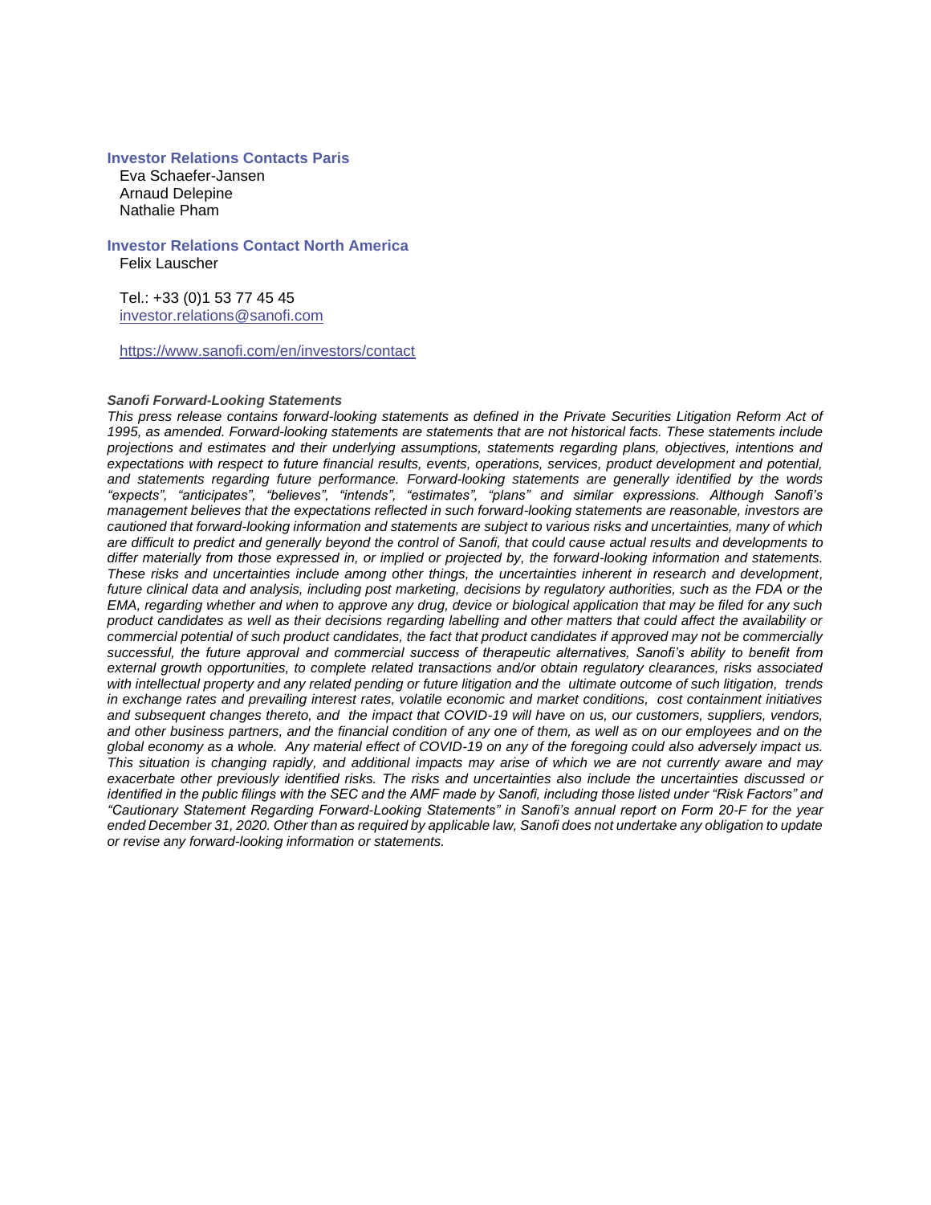**Investor Relations Contacts Paris**
Eva Schaefer-Jansen
Arnaud Delepine
Nathalie Pham

**Investor Relations Contact North America**
Felix Lauscher

Tel.: +33 (0)1 53 77 45 45
[investor.relations@sanofi.com](mailto:investor.relations@sanofi.com)

[https://www.sanofi.com/en/investors/contact](https://www.sanofi.com/en/investors/contact)

***Sanofi Forward-Looking Statements***

*This press release contains forward-looking statements as defined in the Private Securities Litigation Reform Act of 1995, as amended. Forward-looking statements are statements that are not historical facts. These statements include projections and estimates and their underlying assumptions, statements regarding plans, objectives, intentions and expectations with respect to future financial results, events, operations, services, product development and potential, and statements regarding future performance. Forward-looking statements are generally identified by the words "expects", "anticipates", "believes", "intends", "estimates", "plans" and similar expressions. Although Sanofi's management believes that the expectations reflected in such forward-looking statements are reasonable, investors are cautioned that forward-looking information and statements are subject to various risks and uncertainties, many of which are difficult to predict and generally beyond the control of Sanofi, that could cause actual results and developments to differ materially from those expressed in, or implied or projected by, the forward-looking information and statements. These risks and uncertainties include among other things, the uncertainties inherent in research and development, future clinical data and analysis, including post marketing, decisions by regulatory authorities, such as the FDA or the EMA, regarding whether and when to approve any drug, device or biological application that may be filed for any such product candidates as well as their decisions regarding labelling and other matters that could affect the availability or commercial potential of such product candidates, the fact that product candidates if approved may not be commercially successful, the future approval and commercial success of therapeutic alternatives, Sanofi's ability to benefit from external growth opportunities, to complete related transactions and/or obtain regulatory clearances, risks associated with intellectual property and any related pending or future litigation and the ultimate outcome of such litigation, trends in exchange rates and prevailing interest rates, volatile economic and market conditions, cost containment initiatives and subsequent changes thereto, and the impact that COVID-19 will have on us, our customers, suppliers, vendors, and other business partners, and the financial condition of any one of them, as well as on our employees and on the global economy as a whole. Any material effect of COVID-19 on any of the foregoing could also adversely impact us. This situation is changing rapidly, and additional impacts may arise of which we are not currently aware and may exacerbate other previously identified risks. The risks and uncertainties also include the uncertainties discussed or identified in the public filings with the SEC and the AMF made by Sanofi, including those listed under "Risk Factors" and "Cautionary Statement Regarding Forward-Looking Statements" in Sanofi's annual report on Form 20-F for the year ended December 31, 2020. Other than as required by applicable law, Sanofi does not undertake any obligation to update or revise any forward-looking information or statements.*